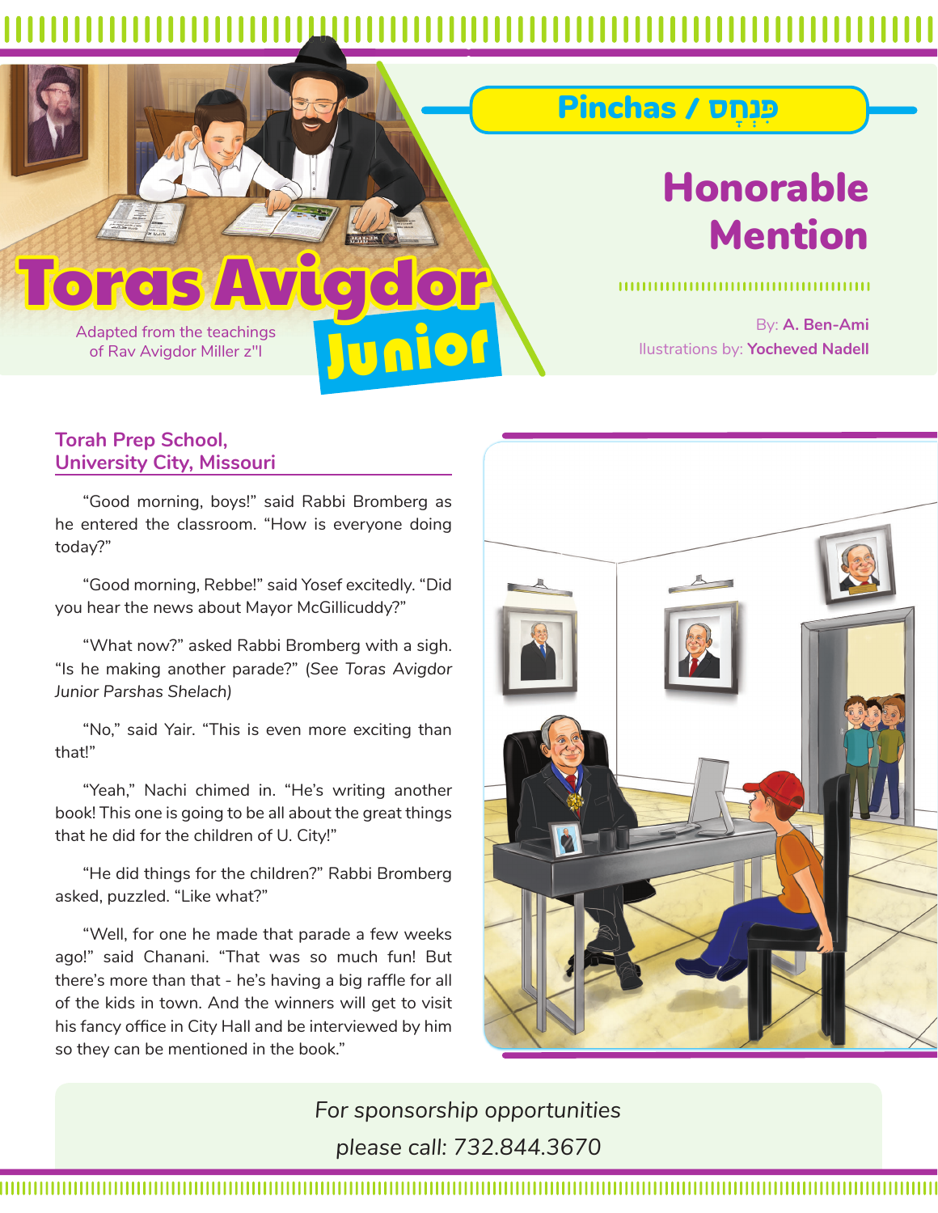# Toras Avigdor Junior

Adapted from the teachings of Rav Avigdor Miller z"l

## Pinchas / פִּנְחָס

# Honorable Mention

By: **A. Ben-Ami**
Illustrations by: **Yocheved Nadell**

### Torah Prep School, University City, Missouri

"Good morning, boys!" said Rabbi Bromberg as he entered the classroom. "How is everyone doing today?"

"Good morning, Rebbe!" said Yosef excitedly. "Did you hear the news about Mayor McGillicuddy?"

"What now?" asked Rabbi Bromberg with a sigh. "Is he making another parade?" (*See Toras Avigdor Junior Parshas Shelach)*

"No," said Yair. "This is even more exciting than that!"

"Yeah," Nachi chimed in. "He's writing another book! This one is going to be all about the great things that he did for the children of U. City!"

"He did things for the children?" Rabbi Bromberg asked, puzzled. "Like what?"

"Well, for one he made that parade a few weeks ago!" said Chanani. "That was so much fun! But there's more than that - he's having a big raffle for all of the kids in town. And the winners will get to visit his fancy office in City Hall and be interviewed by him so they can be mentioned in the book."

*For sponsorship opportunities please call: 732.844.3670*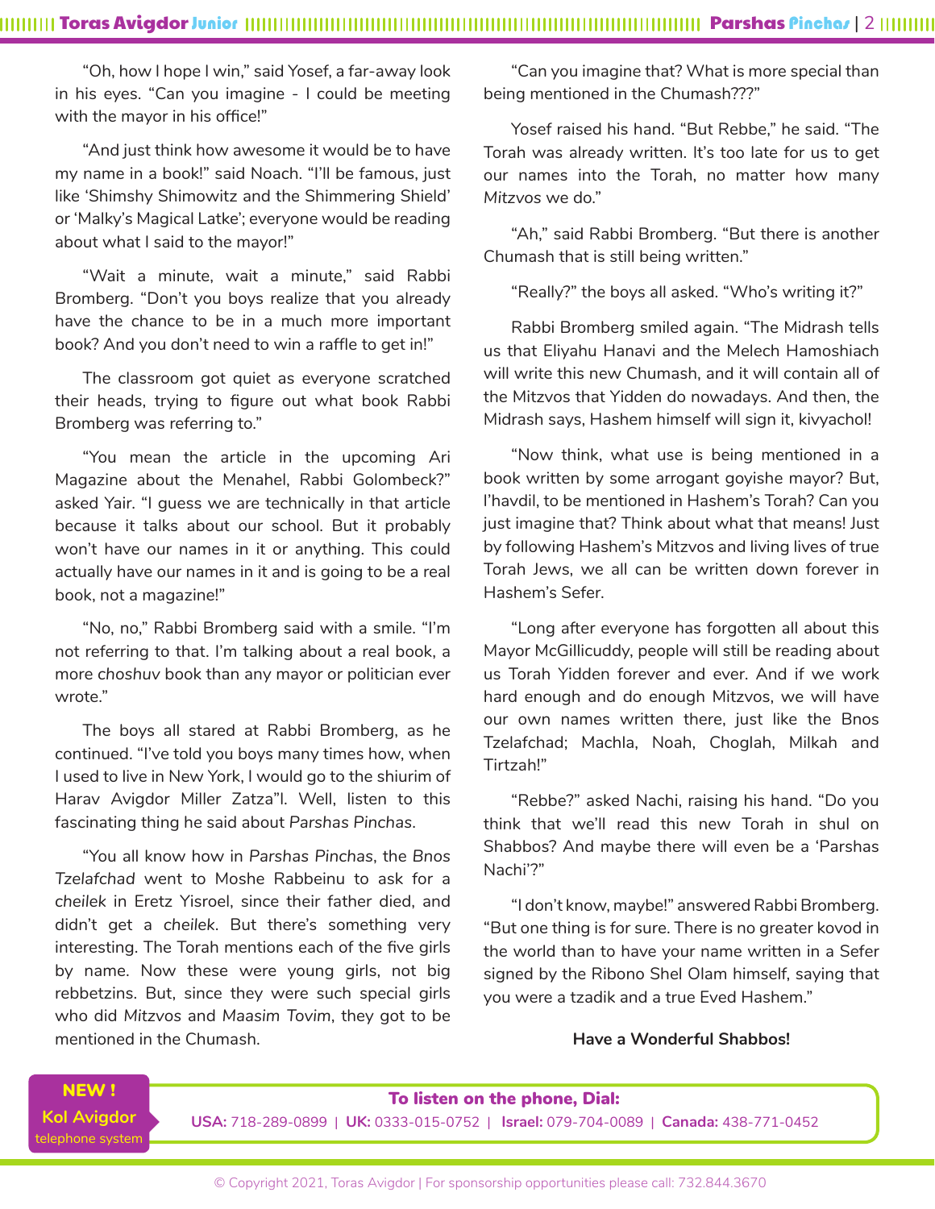"Oh, how I hope I win," said Yosef, a far-away look in his eyes. "Can you imagine - I could be meeting with the mayor in his office!"

"And just think how awesome it would be to have my name in a book!" said Noach. "I'll be famous, just like 'Shimshy Shimowitz and the Shimmering Shield' or 'Malky's Magical Latke'; everyone would be reading about what I said to the mayor!"

"Wait a minute, wait a minute," said Rabbi Bromberg. "Don't you boys realize that you already have the chance to be in a much more important book? And you don't need to win a raffle to get in!"

The classroom got quiet as everyone scratched their heads, trying to figure out what book Rabbi Bromberg was referring to."

"You mean the article in the upcoming Ari Magazine about the Menahel, Rabbi Golombeck?" asked Yair. "I guess we are technically in that article because it talks about our school. But it probably won't have our names in it or anything. This could actually have our names in it and is going to be a real book, not a magazine!"

"No, no," Rabbi Bromberg said with a smile. "I'm not referring to that. I'm talking about a real book, a more *choshuv* book than any mayor or politician ever wrote."

The boys all stared at Rabbi Bromberg, as he continued. "I've told you boys many times how, when I used to live in New York, I would go to the shiurim of Harav Avigdor Miller Zatza"l. Well, listen to this fascinating thing he said about *Parshas Pinchas*.

"You all know how in *Parshas Pinchas*, the *Bnos Tzelafchad* went to Moshe Rabbeinu to ask for a *cheilek* in Eretz Yisroel, since their father died, and didn't get a *cheilek*. But there's something very interesting. The Torah mentions each of the five girls by name. Now these were young girls, not big rebbetzins. But, since they were such special girls who did *Mitzvos* and *Maasim Tovim*, they got to be mentioned in the Chumash.

"Can you imagine that? What is more special than being mentioned in the Chumash???"

Yosef raised his hand. "But Rebbe," he said. "The Torah was already written. It's too late for us to get our names into the Torah, no matter how many *Mitzvos* we do."

"Ah," said Rabbi Bromberg. "But there is another Chumash that is still being written."

"Really?" the boys all asked. "Who's writing it?"

Rabbi Bromberg smiled again. "The Midrash tells us that Eliyahu Hanavi and the Melech Hamoshiach will write this new Chumash, and it will contain all of the Mitzvos that Yidden do nowadays. And then, the Midrash says, Hashem himself will sign it, kivyachol!

"Now think, what use is being mentioned in a book written by some arrogant goyishe mayor? But, l'havdil, to be mentioned in Hashem's Torah? Can you just imagine that? Think about what that means! Just by following Hashem's Mitzvos and living lives of true Torah Jews, we all can be written down forever in Hashem's Sefer.

"Long after everyone has forgotten all about this Mayor McGillicuddy, people will still be reading about us Torah Yidden forever and ever. And if we work hard enough and do enough Mitzvos, we will have our own names written there, just like the Bnos Tzelafchad; Machla, Noah, Choglah, Milkah and Tirtzah!"

"Rebbe?" asked Nachi, raising his hand. "Do you think that we'll read this new Torah in shul on Shabbos? And maybe there will even be a 'Parshas Nachi'?"

"I don't know, maybe!" answered Rabbi Bromberg. "But one thing is for sure. There is no greater kovod in the world than to have your name written in a Sefer signed by the Ribono Shel Olam himself, saying that you were a tzadik and a true Eved Hashem."

**Have a Wonderful Shabbos!**

**NEW ! Kol Avigdor** telephone system

**To listen on the phone, Dial:**

**USA:** 718-289-0899 | **UK:** 0333-015-0752 | **Israel:** 079-704-0089 | **Canada:** 438-771-0452

© Copyright 2021, Toras Avigdor | For sponsorship opportunities please call: 732.844.3670